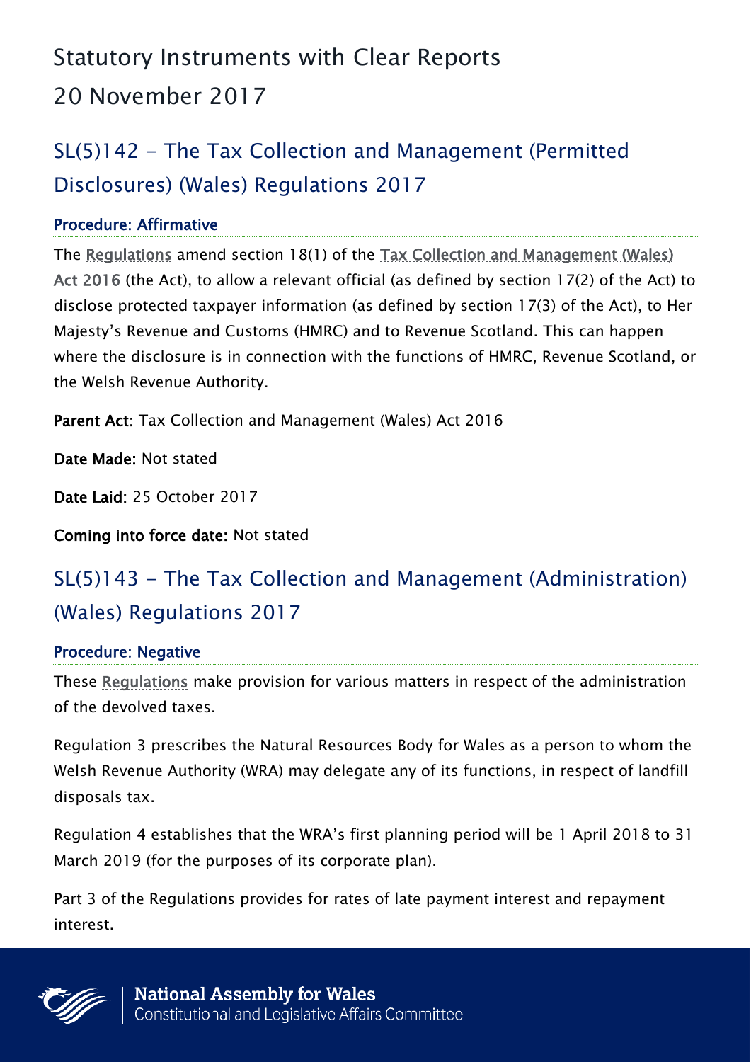# Statutory Instruments with Clear Reports

# 20 November 2017

## SL(5)142 – The Tax Collection and Management (Permitted Disclosures) (Wales) Regulations 2017

### Procedure: Affirmative

The Regulations amend section 18(1) of the Tax Collection and Management (Wales) Act 2016 (the Act), to allow a relevant official (as defined by section 17(2) of the Act) to disclose protected taxpayer information (as defined by section 17(3) of the Act), to Her Majesty's Revenue and Customs (HMRC) and to Revenue Scotland. This can happen where the disclosure is in connection with the functions of HMRC, Revenue Scotland, or the Welsh Revenue Authority.

**Parent Act:** Tax Collection and Management (Wales) Act 2016

**Date Made:** Not stated

**Date Laid:** 25 October 2017

**Coming into force date:** Not stated

## SL(5)143 – The Tax Collection and Management (Administration) (Wales) Regulations 2017

### Procedure: Negative

These Regulations make provision for various matters in respect of the administration of the devolved taxes.

Regulation 3 prescribes the Natural Resources Body for Wales as a person to whom the Welsh Revenue Authority (WRA) may delegate any of its functions, in respect of landfill disposals tax.

Regulation 4 establishes that the WRA's first planning period will be 1 April 2018 to 31 March 2019 (for the purposes of its corporate plan).

Part 3 of the Regulations provides for rates of late payment interest and repayment interest.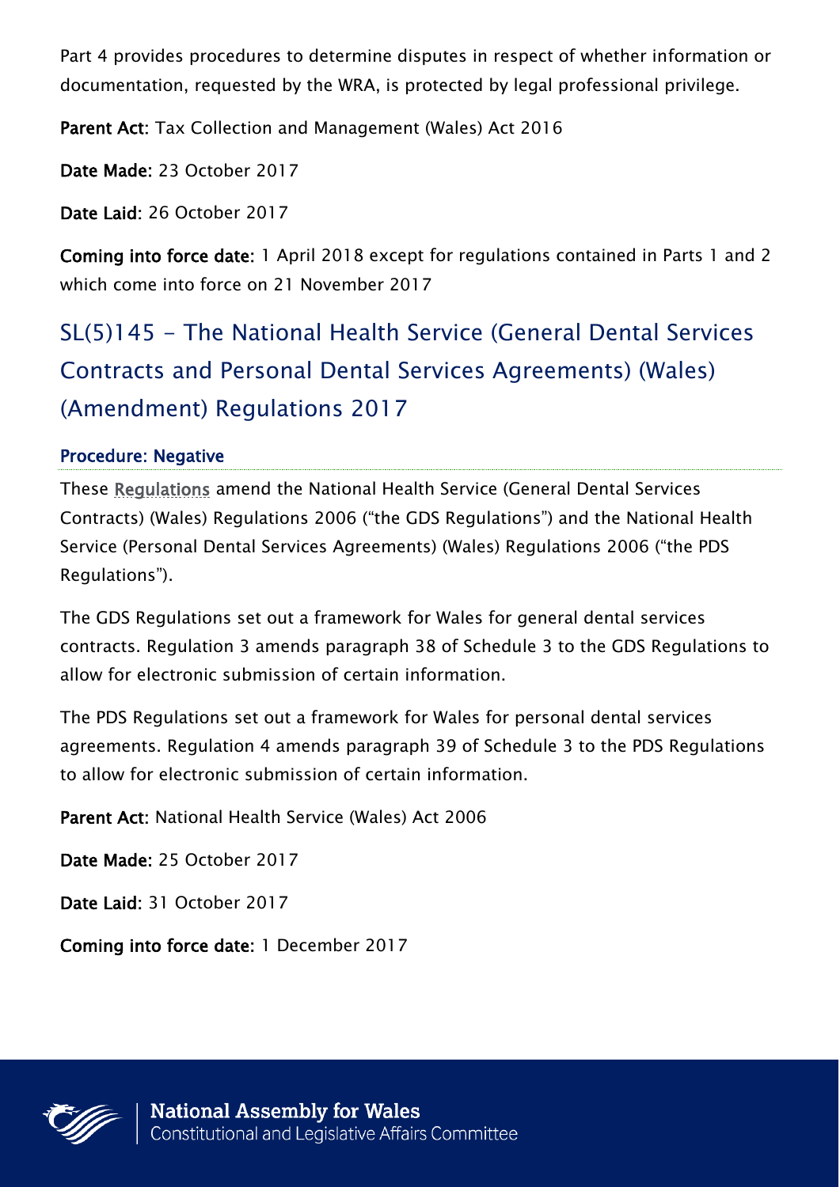Part 4 provides procedures to determine disputes in respect of whether information or documentation, requested by the WRA, is protected by legal professional privilege.

**Parent Act:** Tax Collection and Management (Wales) Act 2016

**Date Made:** 23 October 2017

**Date Laid:** 26 October 2017

**Coming into force date:** 1 April 2018 except for regulations contained in Parts 1 and 2 which come into force on 21 November 2017

## SL(5)145 - The National Health Service (General Dental Services Contracts and Personal Dental Services Agreements) (Wales) (Amendment) Regulations 2017

### Procedure: Negative

These Regulations amend the National Health Service (General Dental Services Contracts) (Wales) Regulations 2006 ("the GDS Regulations") and the National Health Service (Personal Dental Services Agreements) (Wales) Regulations 2006 ("the PDS Regulations").

The GDS Regulations set out a framework for Wales for general dental services contracts. Regulation 3 amends paragraph 38 of Schedule 3 to the GDS Regulations to allow for electronic submission of certain information.

The PDS Regulations set out a framework for Wales for personal dental services agreements. Regulation 4 amends paragraph 39 of Schedule 3 to the PDS Regulations to allow for electronic submission of certain information.

**Parent Act:** National Health Service (Wales) Act 2006

**Date Made:** 25 October 2017

**Date Laid:** 31 October 2017

**Coming into force date:** 1 December 2017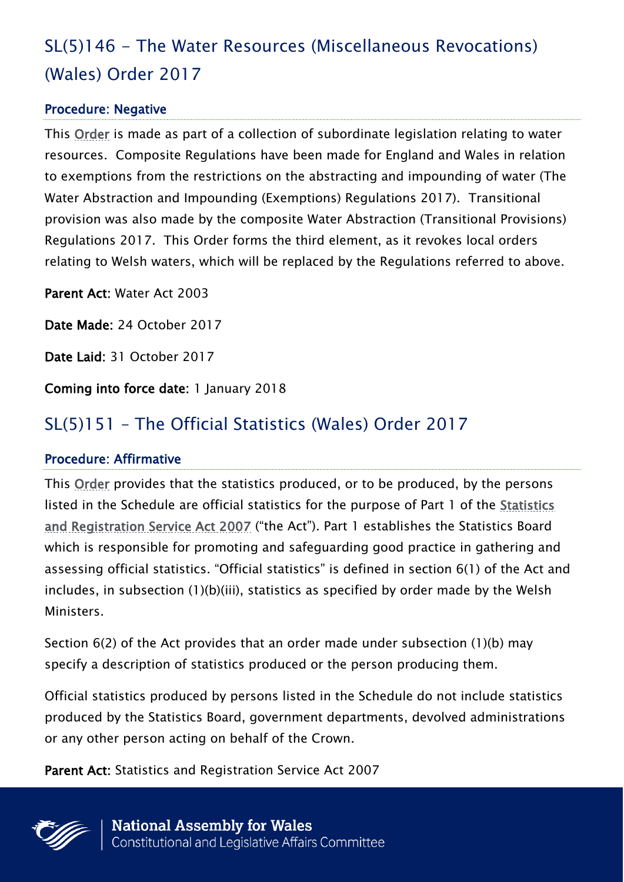## SL(5)146 - The Water Resources (Miscellaneous Revocations) (Wales) Order 2017

### Procedure: Negative

This Order is made as part of a collection of subordinate legislation relating to water resources. Composite Regulations have been made for England and Wales in relation to exemptions from the restrictions on the abstracting and impounding of water (The Water Abstraction and Impounding (Exemptions) Regulations 2017). Transitional provision was also made by the composite Water Abstraction (Transitional Provisions) Regulations 2017. This Order forms the third element, as it revokes local orders relating to Welsh waters, which will be replaced by the Regulations referred to above.

**Parent Act:** Water Act 2003

**Date Made:** 24 October 2017

**Date Laid:** 31 October 2017

**Coming into force date:** 1 January 2018

## SL(5)151 – The Official Statistics (Wales) Order 2017

### Procedure: Affirmative

This Order provides that the statistics produced, or to be produced, by the persons listed in the Schedule are official statistics for the purpose of Part 1 of the Statistics and Registration Service Act 2007 ("the Act"). Part 1 establishes the Statistics Board which is responsible for promoting and safeguarding good practice in gathering and assessing official statistics. "Official statistics" is defined in section 6(1) of the Act and includes, in subsection (1)(b)(iii), statistics as specified by order made by the Welsh Ministers.

Section 6(2) of the Act provides that an order made under subsection (1)(b) may specify a description of statistics produced or the person producing them.

Official statistics produced by persons listed in the Schedule do not include statistics produced by the Statistics Board, government departments, devolved administrations or any other person acting on behalf of the Crown.

**Parent Act:** Statistics and Registration Service Act 2007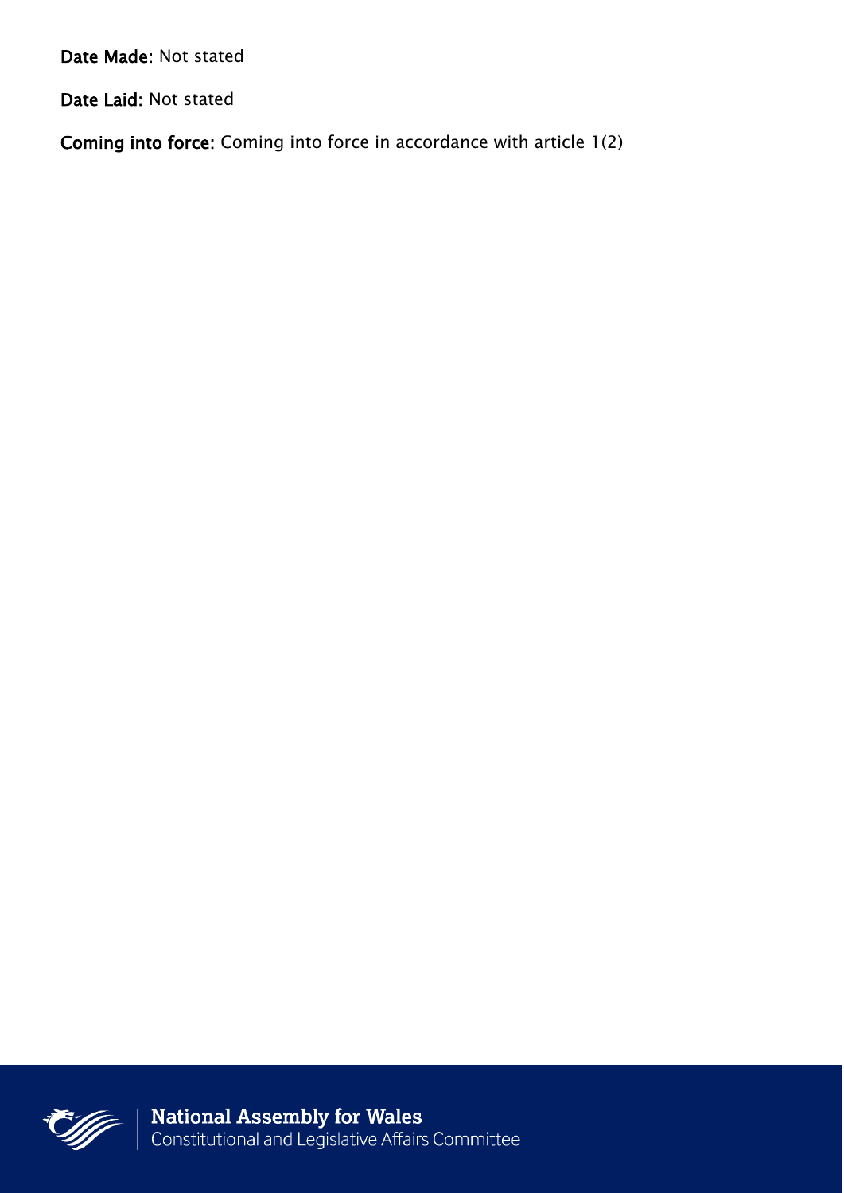**Date Made:** Not stated

**Date Laid:** Not stated

**Coming into force:** Coming into force in accordance with article 1(2)